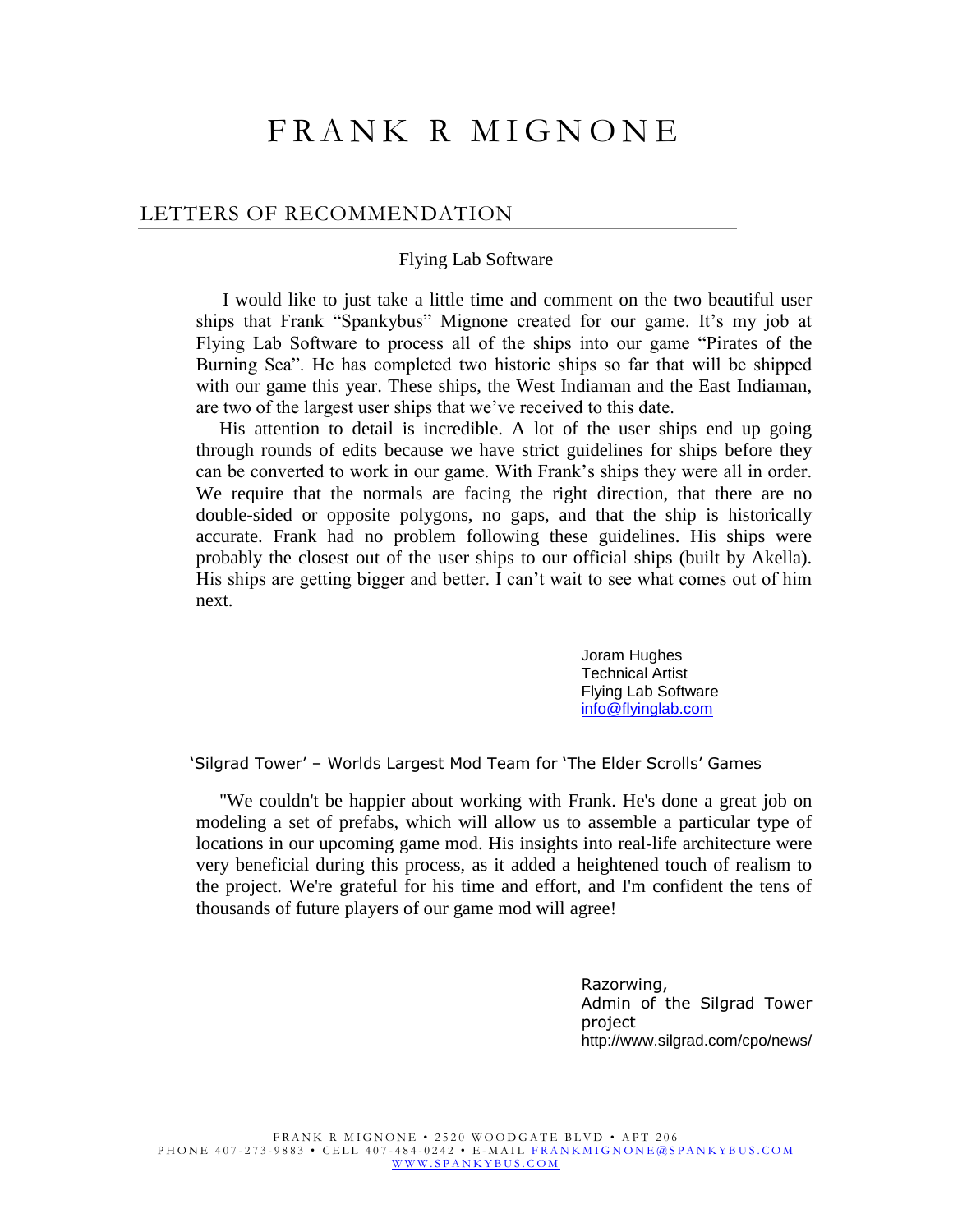# FRANK R MIGNONE

## LETTERS OF RECOMMENDATION

Flying Lab Software

I would like to just take a little time and comment on the two beautiful user ships that Frank "Spankybus" Mignone created for our game. It's my job at Flying Lab Software to process all of the ships into our game "Pirates of the Burning Sea". He has completed two historic ships so far that will be shipped with our game this year. These ships, the West Indiaman and the East Indiaman, are two of the largest user ships that we've received to this date.

His attention to detail is incredible. A lot of the user ships end up going through rounds of edits because we have strict guidelines for ships before they can be converted to work in our game. With Frank's ships they were all in order. We require that the normals are facing the right direction, that there are no double-sided or opposite polygons, no gaps, and that the ship is historically accurate. Frank had no problem following these guidelines. His ships were probably the closest out of the user ships to our official ships (built by Akella). His ships are getting bigger and better. I can't wait to see what comes out of him next.

Joram Hughes
Technical Artist
Flying Lab Software
info@flyinglab.com

'Silgrad Tower' – Worlds Largest Mod Team for 'The Elder Scrolls' Games

"We couldn't be happier about working with Frank. He's done a great job on modeling a set of prefabs, which will allow us to assemble a particular type of locations in our upcoming game mod. His insights into real-life architecture were very beneficial during this process, as it added a heightened touch of realism to the project. We're grateful for his time and effort, and I'm confident the tens of thousands of future players of our game mod will agree!

Razorwing,
Admin of the Silgrad Tower project
http://www.silgrad.com/cpo/news/

FRANK R MIGNONE • 2520 WOODGATE BLVD • APT 206
PHONE 407-273-9883 • CELL 407-484-0242 • E-MAIL FRANKMIGNONE@SPANKYBUS.COM
WWW.SPANKYBUS.COM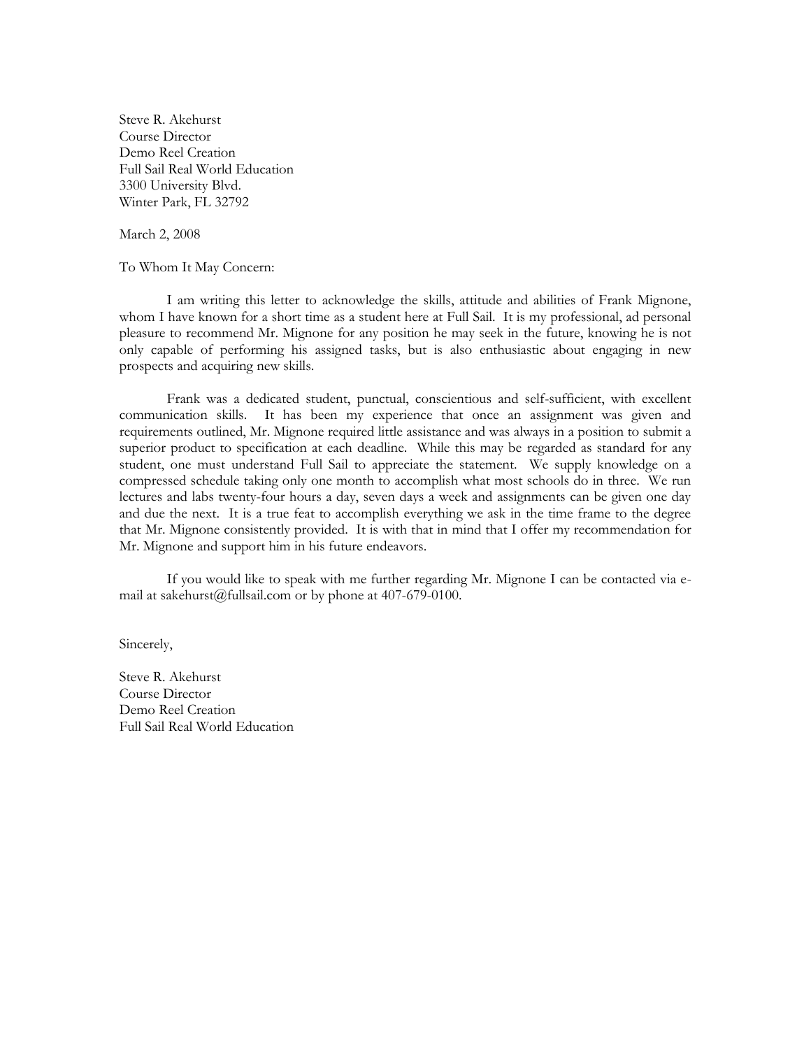Steve R. Akehurst
Course Director
Demo Reel Creation
Full Sail Real World Education
3300 University Blvd.
Winter Park, FL 32792

March 2, 2008

To Whom It May Concern:

I am writing this letter to acknowledge the skills, attitude and abilities of Frank Mignone, whom I have known for a short time as a student here at Full Sail. It is my professional, ad personal pleasure to recommend Mr. Mignone for any position he may seek in the future, knowing he is not only capable of performing his assigned tasks, but is also enthusiastic about engaging in new prospects and acquiring new skills.

Frank was a dedicated student, punctual, conscientious and self-sufficient, with excellent communication skills. It has been my experience that once an assignment was given and requirements outlined, Mr. Mignone required little assistance and was always in a position to submit a superior product to specification at each deadline. While this may be regarded as standard for any student, one must understand Full Sail to appreciate the statement. We supply knowledge on a compressed schedule taking only one month to accomplish what most schools do in three. We run lectures and labs twenty-four hours a day, seven days a week and assignments can be given one day and due the next. It is a true feat to accomplish everything we ask in the time frame to the degree that Mr. Mignone consistently provided. It is with that in mind that I offer my recommendation for Mr. Mignone and support him in his future endeavors.

If you would like to speak with me further regarding Mr. Mignone I can be contacted via e-mail at sakehurst@fullsail.com or by phone at 407-679-0100.

Sincerely,

Steve R. Akehurst
Course Director
Demo Reel Creation
Full Sail Real World Education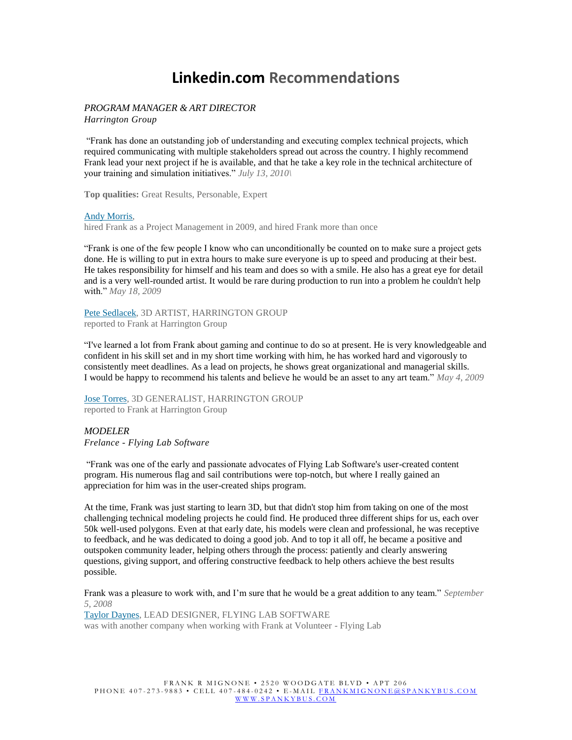# **Linkedin.com** Recommendations

*PROGRAM MANAGER & ART DIRECTOR*
*Harrington Group*

"Frank has done an outstanding job of understanding and executing complex technical projects, which required communicating with multiple stakeholders spread out across the country. I highly recommend Frank lead your next project if he is available, and that he take a key role in the technical architecture of your training and simulation initiatives." *July 13, 2010\*

**Top qualities:** Great Results, Personable, Expert

Andy Morris,
hired Frank as a Project Management in 2009, and hired Frank more than once

"Frank is one of the few people I know who can unconditionally be counted on to make sure a project gets done. He is willing to put in extra hours to make sure everyone is up to speed and producing at their best. He takes responsibility for himself and his team and does so with a smile. He also has a great eye for detail and is a very well-rounded artist. It would be rare during production to run into a problem he couldn't help with." *May 18, 2009*

Pete Sedlacek, 3D ARTIST, HARRINGTON GROUP
reported to Frank at Harrington Group

"I've learned a lot from Frank about gaming and continue to do so at present. He is very knowledgeable and confident in his skill set and in my short time working with him, he has worked hard and vigorously to consistently meet deadlines. As a lead on projects, he shows great organizational and managerial skills. I would be happy to recommend his talents and believe he would be an asset to any art team." *May 4, 2009*

Jose Torres, 3D GENERALIST, HARRINGTON GROUP
reported to Frank at Harrington Group

*MODELER*
*Frelance - Flying Lab Software*

"Frank was one of the early and passionate advocates of Flying Lab Software's user-created content program. His numerous flag and sail contributions were top-notch, but where I really gained an appreciation for him was in the user-created ships program.

At the time, Frank was just starting to learn 3D, but that didn't stop him from taking on one of the most challenging technical modeling projects he could find. He produced three different ships for us, each over 50k well-used polygons. Even at that early date, his models were clean and professional, he was receptive to feedback, and he was dedicated to doing a good job. And to top it all off, he became a positive and outspoken community leader, helping others through the process: patiently and clearly answering questions, giving support, and offering constructive feedback to help others achieve the best results possible.

Frank was a pleasure to work with, and I'm sure that he would be a great addition to any team." *September 5, 2008*

Taylor Daynes, LEAD DESIGNER, FLYING LAB SOFTWARE
was with another company when working with Frank at Volunteer - Flying Lab

FRANK R MIGNONE • 2520 WOODGATE BLVD • APT 206
PHONE 407-273-9883 • CELL 407-484-0242 • E-MAIL FRANKMIGNONE@SPANKYBUS.COM
WWW.SPANKYBUS.COM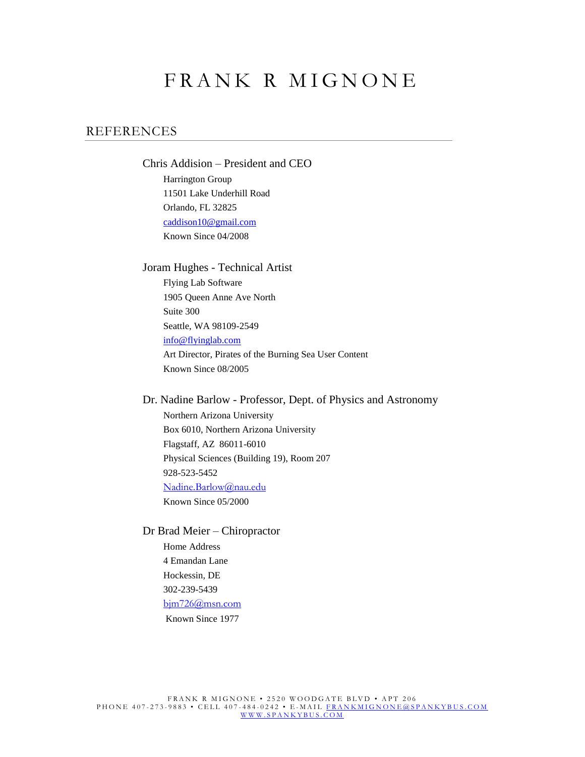# FRANK R MIGNONE

## REFERENCES

### Chris Addision – President and CEO

Harrington Group
11501 Lake Underhill Road
Orlando, FL 32825
caddison10@gmail.com
Known Since 04/2008

### Joram Hughes - Technical Artist

Flying Lab Software
1905 Queen Anne Ave North
Suite 300
Seattle, WA 98109-2549
info@flyinglab.com
Art Director, Pirates of the Burning Sea User Content
Known Since 08/2005

### Dr. Nadine Barlow - Professor, Dept. of Physics and Astronomy

Northern Arizona University
Box 6010, Northern Arizona University
Flagstaff, AZ 86011-6010
Physical Sciences (Building 19), Room 207
928-523-5452
Nadine.Barlow@nau.edu
Known Since 05/2000

### Dr Brad Meier – Chiropractor

Home Address
4 Emandan Lane
Hockessin, DE
302-239-5439
bjm726@msn.com
Known Since 1977